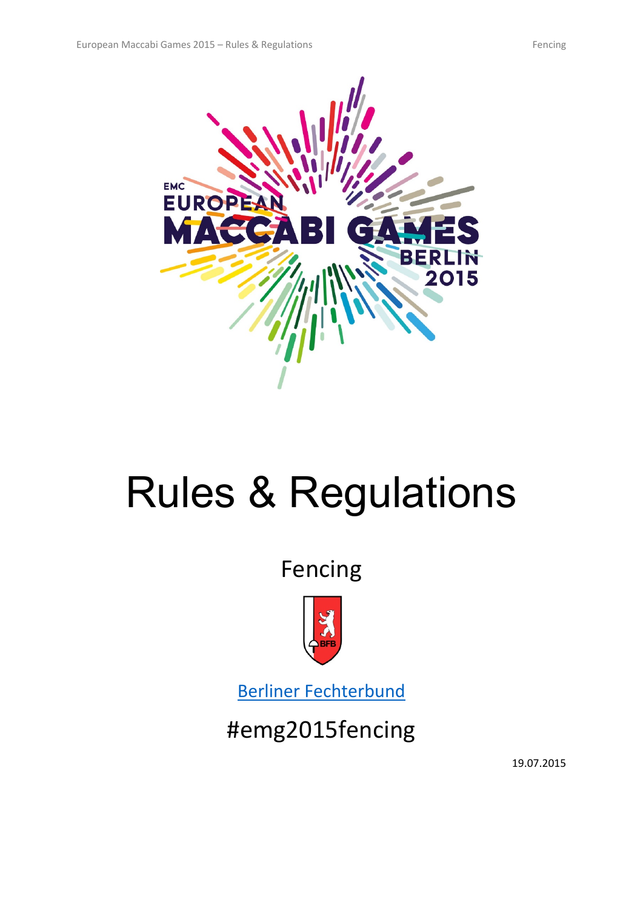# Rules & Regulations

## Fencing

[Berliner Fechterbund]

#emg2015fencing

19.07.2015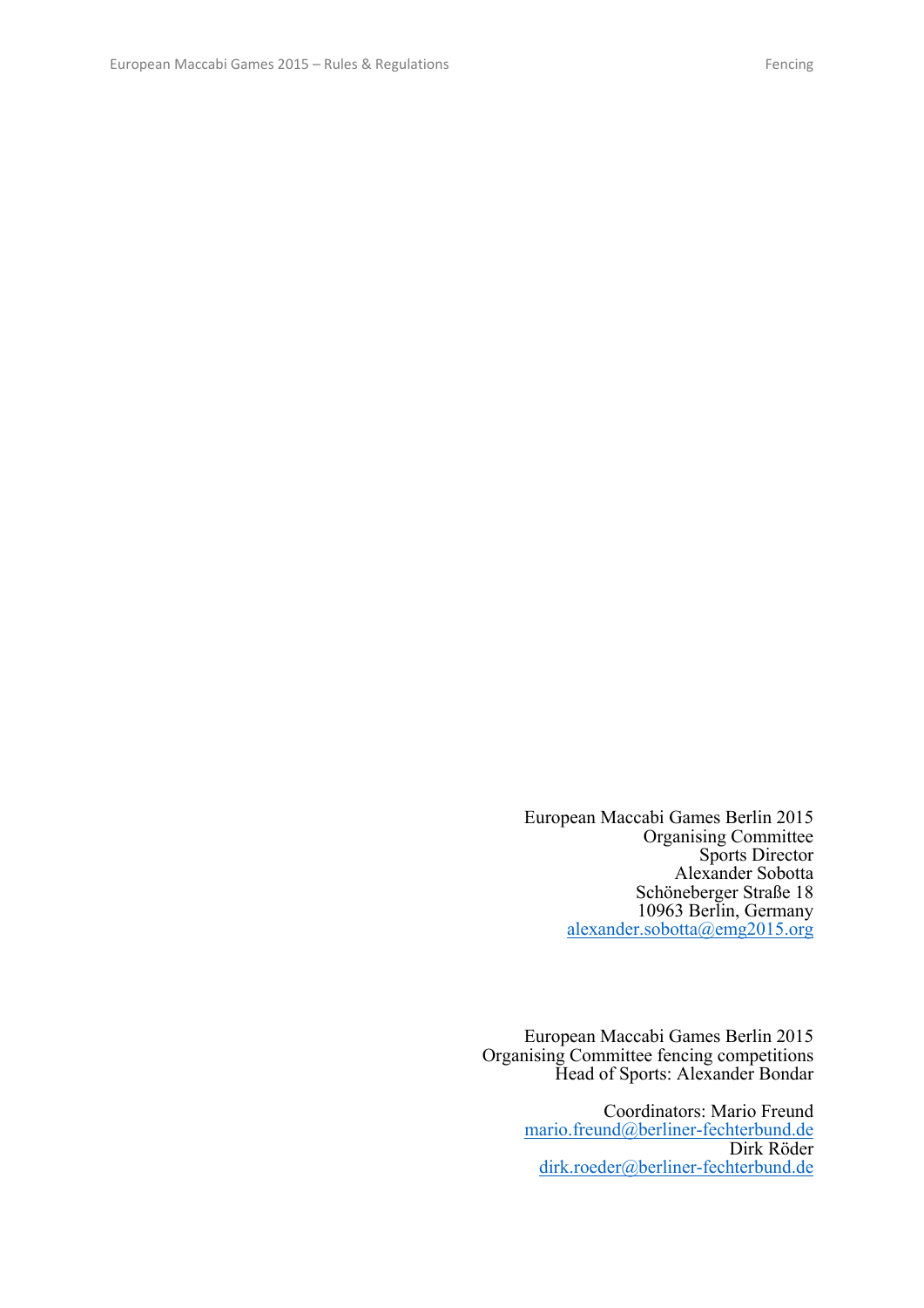European Maccabi Games Berlin 2015
Organising Committee
Sports Director
Alexander Sobotta
Schöneberger Straße 18
10963 Berlin, Germany
alexander.sobotta@emg2015.org

European Maccabi Games Berlin 2015
Organising Committee fencing competitions
Head of Sports: Alexander Bondar

Coordinators: Mario Freund
mario.freund@berliner-fechterbund.de
Dirk Röder
dirk.roeder@berliner-fechterbund.de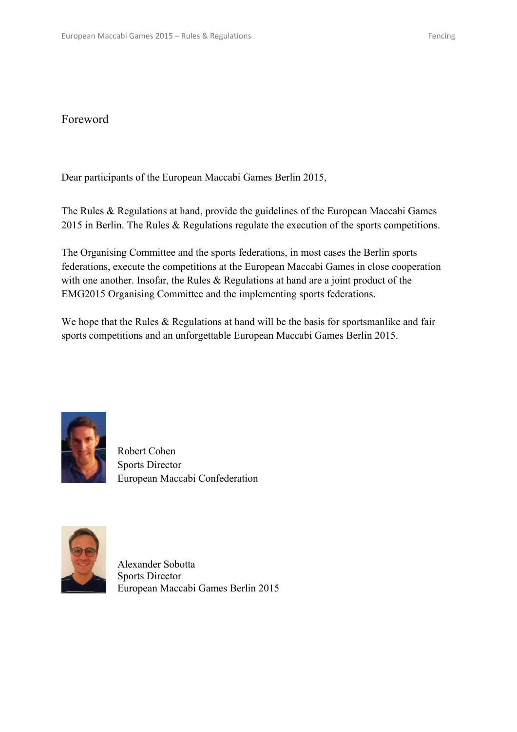# Foreword

Dear participants of the European Maccabi Games Berlin 2015,

The Rules & Regulations at hand, provide the guidelines of the European Maccabi Games 2015 in Berlin. The Rules & Regulations regulate the execution of the sports competitions.

The Organising Committee and the sports federations, in most cases the Berlin sports federations, execute the competitions at the European Maccabi Games in close cooperation with one another. Insofar, the Rules & Regulations at hand are a joint product of the EMG2015 Organising Committee and the implementing sports federations.

We hope that the Rules & Regulations at hand will be the basis for sportsmanlike and fair sports competitions and an unforgettable European Maccabi Games Berlin 2015.

Robert Cohen
Sports Director
European Maccabi Confederation

Alexander Sobotta
Sports Director
European Maccabi Games Berlin 2015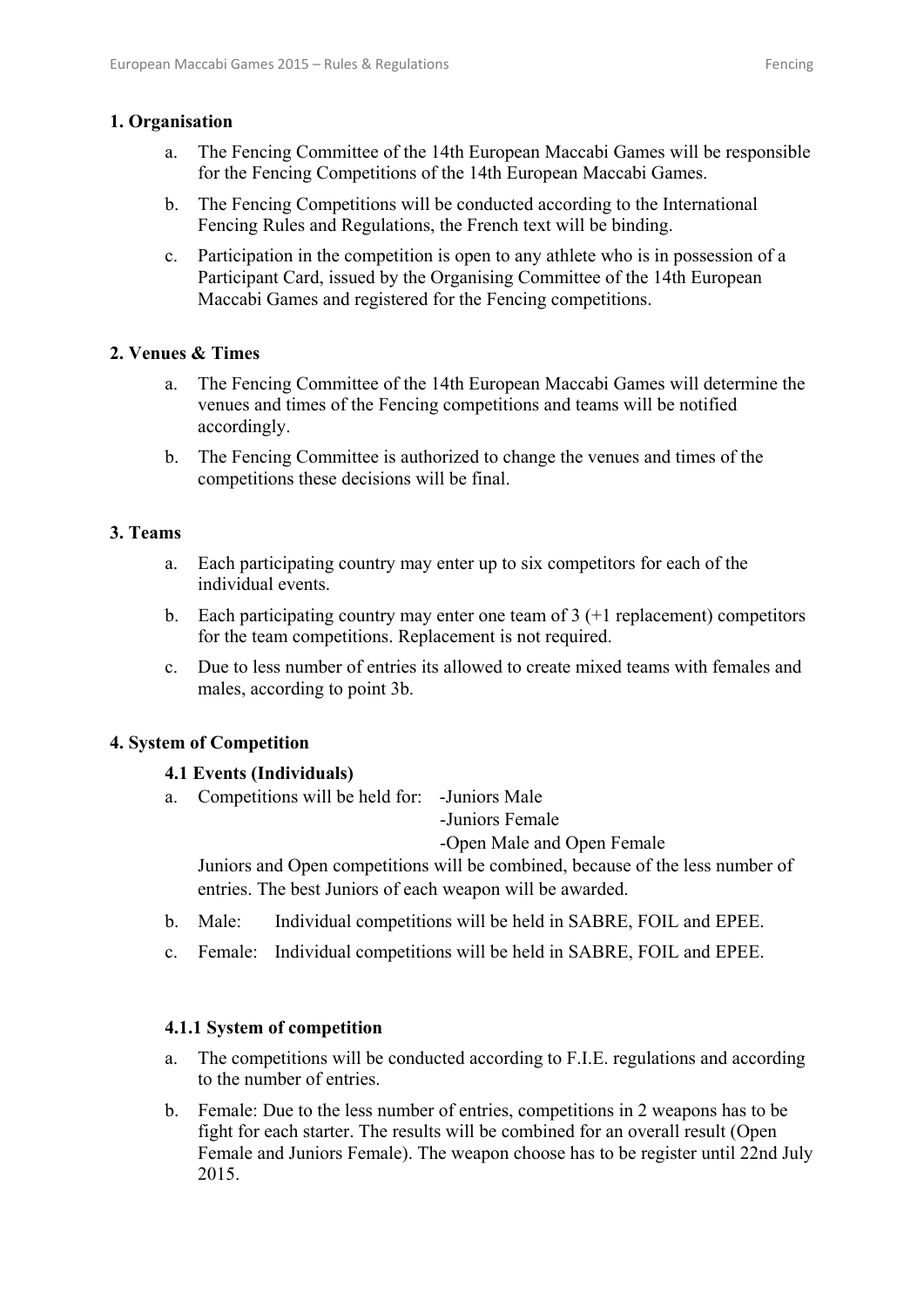## 1. Organisation

a. The Fencing Committee of the 14th European Maccabi Games will be responsible for the Fencing Competitions of the 14th European Maccabi Games.

b. The Fencing Competitions will be conducted according to the International Fencing Rules and Regulations, the French text will be binding.

c. Participation in the competition is open to any athlete who is in possession of a Participant Card, issued by the Organising Committee of the 14th European Maccabi Games and registered for the Fencing competitions.

## 2. Venues & Times

a. The Fencing Committee of the 14th European Maccabi Games will determine the venues and times of the Fencing competitions and teams will be notified accordingly.

b. The Fencing Committee is authorized to change the venues and times of the competitions these decisions will be final.

## 3. Teams

a. Each participating country may enter up to six competitors for each of the individual events.

b. Each participating country may enter one team of 3 (+1 replacement) competitors for the team competitions. Replacement is not required.

c. Due to less number of entries its allowed to create mixed teams with females and males, according to point 3b.

## 4. System of Competition

### 4.1 Events (Individuals)

a. Competitions will be held for:
   - Juniors Male
   - Juniors Female
   - Open Male and Open Female

   Juniors and Open competitions will be combined, because of the less number of entries. The best Juniors of each weapon will be awarded.

b. Male: Individual competitions will be held in SABRE, FOIL and EPEE.

c. Female: Individual competitions will be held in SABRE, FOIL and EPEE.

#### 4.1.1 System of competition

a. The competitions will be conducted according to F.I.E. regulations and according to the number of entries.

b. Female: Due to the less number of entries, competitions in 2 weapons has to be fight for each starter. The results will be combined for an overall result (Open Female and Juniors Female). The weapon choose has to be register until 22nd July 2015.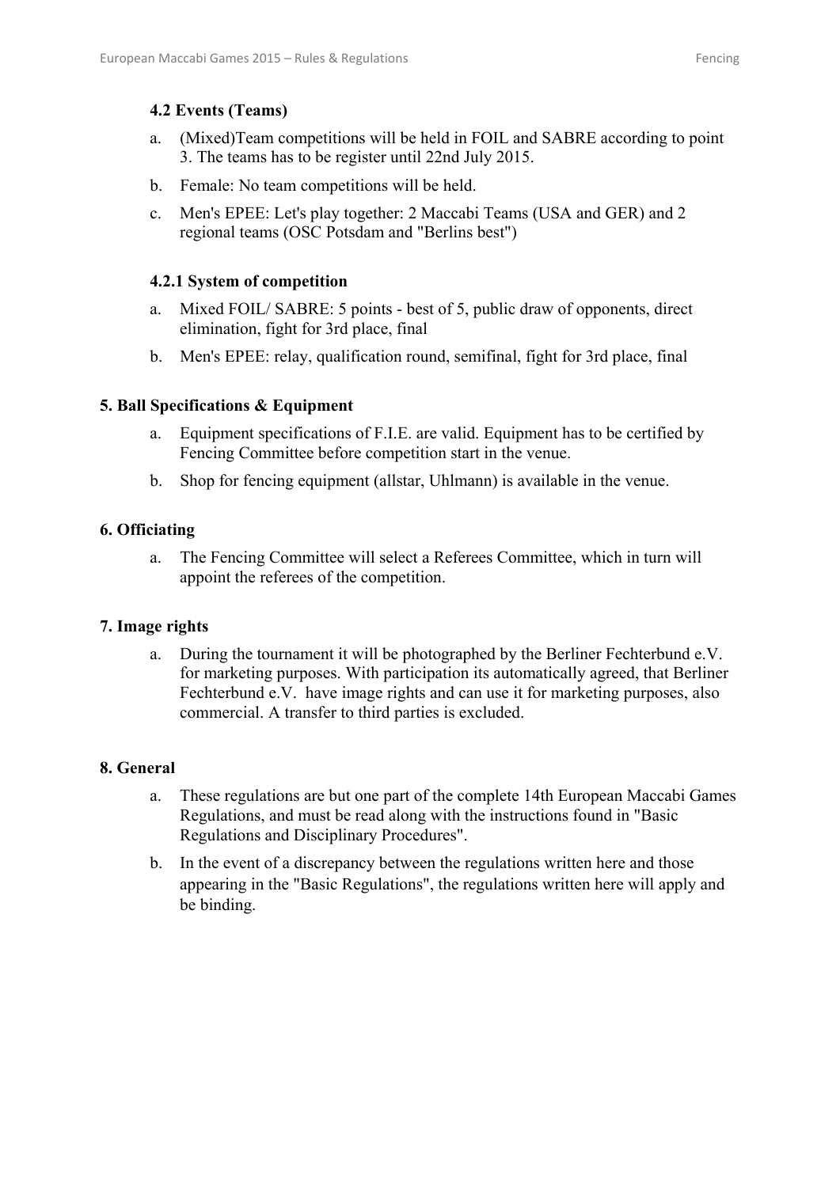### 4.2 Events (Teams)

a. (Mixed)Team competitions will be held in FOIL and SABRE according to point 3. The teams has to be register until 22nd July 2015.

b. Female: No team competitions will be held.

c. Men's EPEE: Let's play together: 2 Maccabi Teams (USA and GER) and 2 regional teams (OSC Potsdam and "Berlins best")

### 4.2.1 System of competition

a. Mixed FOIL/ SABRE: 5 points - best of 5, public draw of opponents, direct elimination, fight for 3rd place, final

b. Men's EPEE: relay, qualification round, semifinal, fight for 3rd place, final

### 5. Ball Specifications & Equipment

a. Equipment specifications of F.I.E. are valid. Equipment has to be certified by Fencing Committee before competition start in the venue.

b. Shop for fencing equipment (allstar, Uhlmann) is available in the venue.

### 6. Officiating

a. The Fencing Committee will select a Referees Committee, which in turn will appoint the referees of the competition.

### 7. Image rights

a. During the tournament it will be photographed by the Berliner Fechterbund e.V. for marketing purposes. With participation its automatically agreed, that Berliner Fechterbund e.V. have image rights and can use it for marketing purposes, also commercial. A transfer to third parties is excluded.

### 8. General

a. These regulations are but one part of the complete 14th European Maccabi Games Regulations, and must be read along with the instructions found in "Basic Regulations and Disciplinary Procedures".

b. In the event of a discrepancy between the regulations written here and those appearing in the "Basic Regulations", the regulations written here will apply and be binding.